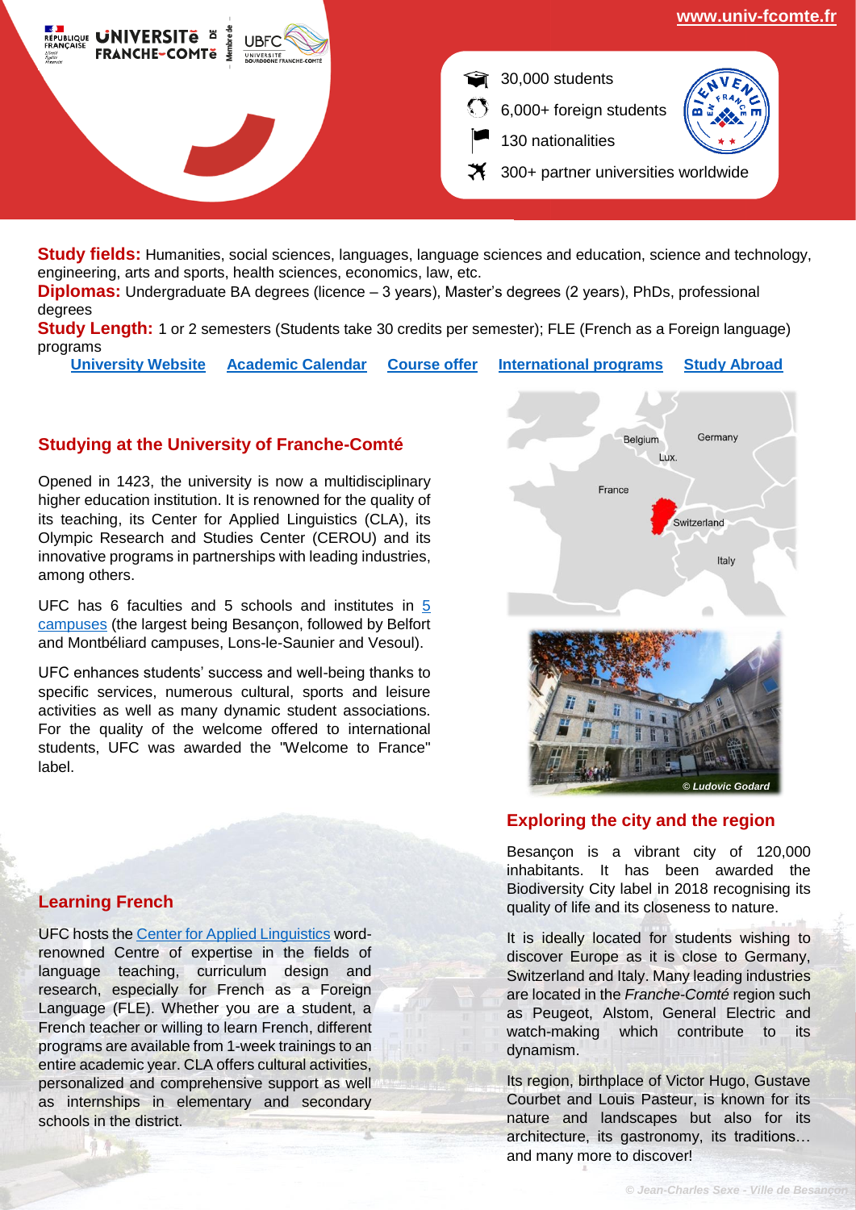www.univ-fcomte.fr

- 30,000 students
- 6,000+ foreign students
- 130 nationalities
- 300+ partner universities worldwide

**Study fields:** Humanities, social sciences, languages, language sciences and education, science and technology, engineering, arts and sports, health sciences, economics, law, etc.

**Diplomas:** Undergraduate BA degrees (licence – 3 years), Master's degrees (2 years), PhDs, professional degrees

**Study Length:** 1 or 2 semesters (Students take 30 credits per semester); FLE (French as a Foreign language) programs

University Website | Academic Calendar | Course offer | International programs | Study Abroad

## Studying at the University of Franche-Comté

Opened in 1423, the university is now a multidisciplinary higher education institution. It is renowned for the quality of its teaching, its Center for Applied Linguistics (CLA), its Olympic Research and Studies Center (CEROU) and its innovative programs in partnerships with leading industries, among others.

UFC has 6 faculties and 5 schools and institutes in 5 campuses (the largest being Besançon, followed by Belfort and Montbéliard campuses, Lons-le-Saunier and Vesoul).

UFC enhances students' success and well-being thanks to specific services, numerous cultural, sports and leisure activities as well as many dynamic student associations. For the quality of the welcome offered to international students, UFC was awarded the "Welcome to France" label.

© Ludovic Godard

## Exploring the city and the region

Besançon is a vibrant city of 120,000 inhabitants. It has been awarded the Biodiversity City label in 2018 recognising its quality of life and its closeness to nature.

It is ideally located for students wishing to discover Europe as it is close to Germany, Switzerland and Italy. Many leading industries are located in the *Franche-Comté* region such as Peugeot, Alstom, General Electric and watch-making which contribute to its dynamism.

Its region, birthplace of Victor Hugo, Gustave Courbet and Louis Pasteur, is known for its nature and landscapes but also for its architecture, its gastronomy, its traditions… and many more to discover!

## Learning French

UFC hosts the Center for Applied Linguistics word-renowned Centre of expertise in the fields of language teaching, curriculum design and research, especially for French as a Foreign Language (FLE). Whether you are a student, a French teacher or willing to learn French, different programs are available from 1-week trainings to an entire academic year. CLA offers cultural activities, personalized and comprehensive support as well as internships in elementary and secondary schools in the district.

© Jean-Charles Sexe - Ville de Besançon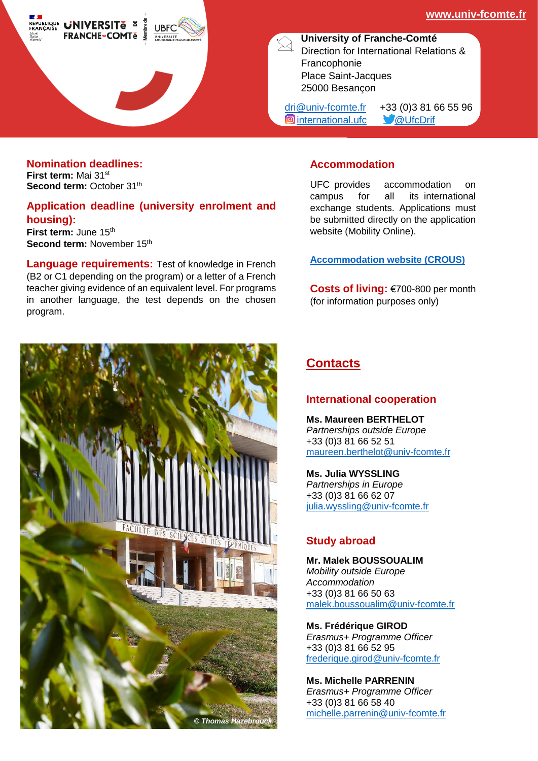www.univ-fcomte.fr

**University of Franche-Comté**
Direction for International Relations & Francophonie
Place Saint-Jacques
25000 Besançon

dri@univ-fcomte.fr +33 (0)3 81 66 55 96
international.ufc @UfcDrif

## Nomination deadlines:

**First term:** Mai 31st
**Second term:** October 31th

## Application deadline (university enrolment and housing):

**First term:** June 15th
**Second term:** November 15th

**Language requirements:** Test of knowledge in French (B2 or C1 depending on the program) or a letter of a French teacher giving evidence of an equivalent level. For programs in another language, the test depends on the chosen program.

## Accommodation

UFC provides accommodation on campus for all its international exchange students. Applications must be submitted directly on the application website (Mobility Online).

**Accommodation website (CROUS)**

**Costs of living:** €700-800 per month (for information purposes only)

© Thomas Hazebrouck

## Contacts

### International cooperation

**Ms. Maureen BERTHELOT**
*Partnerships outside Europe*
+33 (0)3 81 66 52 51
maureen.berthelot@univ-fcomte.fr

**Ms. Julia WYSSLING**
*Partnerships in Europe*
+33 (0)3 81 66 62 07
julia.wyssling@univ-fcomte.fr

### Study abroad

**Mr. Malek BOUSSOUALIM**
*Mobility outside Europe*
*Accommodation*
+33 (0)3 81 66 50 63
malek.boussoualim@univ-fcomte.fr

**Ms. Frédérique GIROD**
*Erasmus+ Programme Officer*
+33 (0)3 81 66 52 95
frederique.girod@univ-fcomte.fr

**Ms. Michelle PARRENIN**
*Erasmus+ Programme Officer*
+33 (0)3 81 66 58 40
michelle.parrenin@univ-fcomte.fr